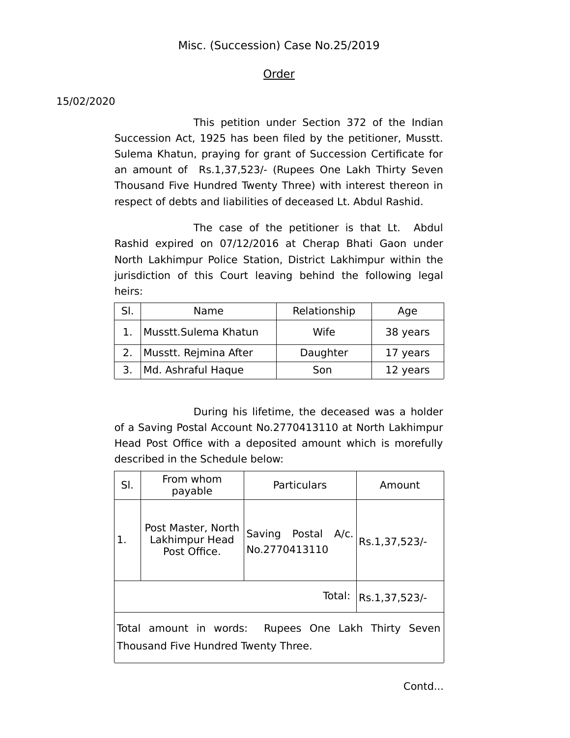Misc. (Succession) Case No.25/2019

## Order

15/02/2020

This petition under Section 372 of the Indian Succession Act, 1925 has been filed by the petitioner, Musstt. Sulema Khatun, praying for grant of Succession Certificate for an amount of Rs.1,37,523/- (Rupees One Lakh Thirty Seven Thousand Five Hundred Twenty Three) with interest thereon in respect of debts and liabilities of deceased Lt. Abdul Rashid.

The case of the petitioner is that Lt. Abdul Rashid expired on 07/12/2016 at Cherap Bhati Gaon under North Lakhimpur Police Station, District Lakhimpur within the jurisdiction of this Court leaving behind the following legal heirs:

| Sl. | Name | Relationship | Age |
|---|---|---|---|
| 1. | Musstt.Sulema Khatun | Wife | 38 years |
| 2. | Musstt. Rejmina After | Daughter | 17 years |
| 3. | Md. Ashraful Haque | Son | 12 years |

During his lifetime, the deceased was a holder of a Saving Postal Account No.2770413110 at North Lakhimpur Head Post Office with a deposited amount which is morefully described in the Schedule below:

| Sl. | From whom payable | Particulars | Amount |
|---|---|---|---|
| 1. | Post Master, North Lakhimpur Head Post Office. | Saving Postal A/c. No.2770413110 | Rs.1,37,523/- |
| | | Total: | Rs.1,37,523/- |
| Total amount in words: Rupees One Lakh Thirty Seven Thousand Five Hundred Twenty Three. | | | |

Contd...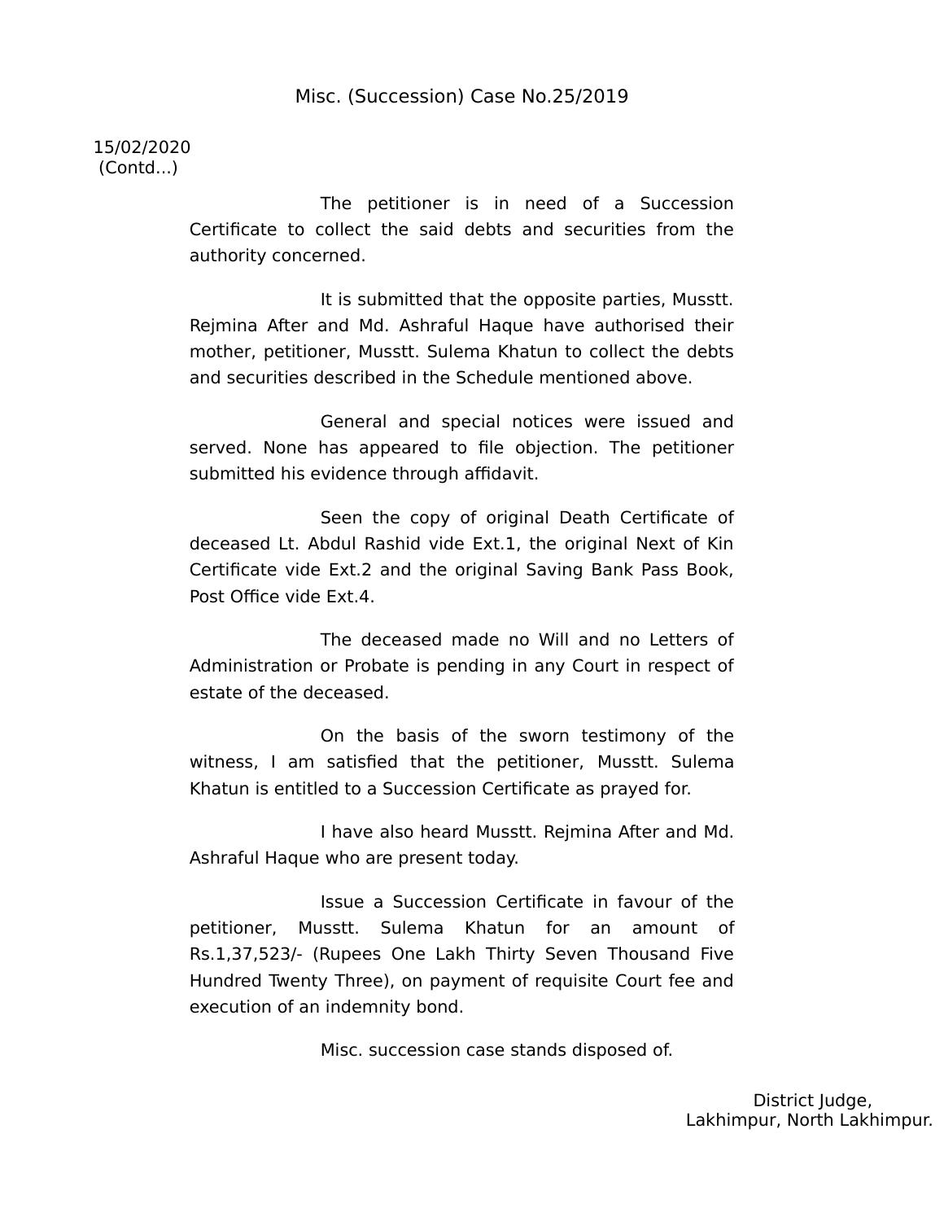Misc. (Succession) Case No.25/2019

15/02/2020
(Contd...)

The petitioner is in need of a Succession Certificate to collect the said debts and securities from the authority concerned.

It is submitted that the opposite parties, Musstt. Rejmina After and Md. Ashraful Haque have authorised their mother, petitioner, Musstt. Sulema Khatun to collect the debts and securities described in the Schedule mentioned above.

General and special notices were issued and served. None has appeared to file objection. The petitioner submitted his evidence through affidavit.

Seen the copy of original Death Certificate of deceased Lt. Abdul Rashid vide Ext.1, the original Next of Kin Certificate vide Ext.2 and the original Saving Bank Pass Book, Post Office vide Ext.4.

The deceased made no Will and no Letters of Administration or Probate is pending in any Court in respect of estate of the deceased.

On the basis of the sworn testimony of the witness, I am satisfied that the petitioner, Musstt. Sulema Khatun is entitled to a Succession Certificate as prayed for.

I have also heard Musstt. Rejmina After and Md. Ashraful Haque who are present today.

Issue a Succession Certificate in favour of the petitioner, Musstt. Sulema Khatun for an amount of Rs.1,37,523/- (Rupees One Lakh Thirty Seven Thousand Five Hundred Twenty Three), on payment of requisite Court fee and execution of an indemnity bond.

Misc. succession case stands disposed of.

District Judge,
Lakhimpur, North Lakhimpur.